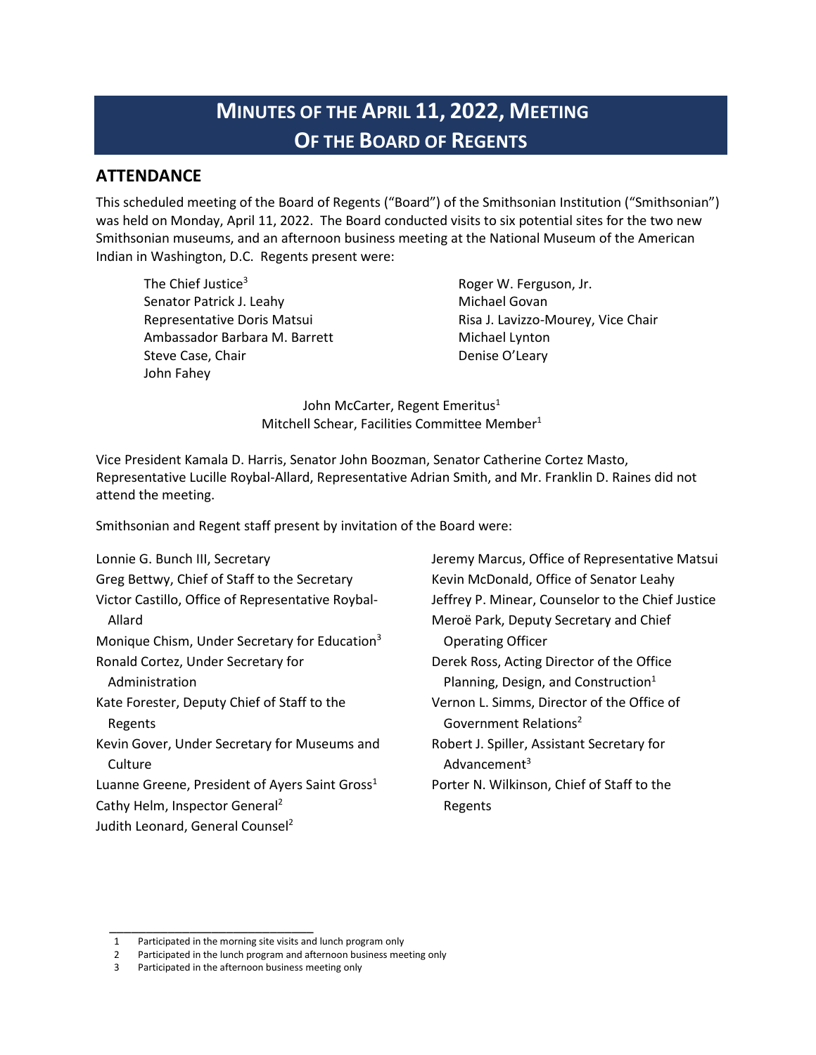# MINUTES OF THE APRIL 11, 2022, MEETING OF THE BOARD OF REGENTS

## ATTENDANCE

This scheduled meeting of the Board of Regents ("Board") of the Smithsonian Institution ("Smithsonian") was held on Monday, April 11, 2022. The Board conducted visits to six potential sites for the two new Smithsonian museums, and an afternoon business meeting at the National Museum of the American Indian in Washington, D.C. Regents present were:

The Chief Justice[3]
Senator Patrick J. Leahy
Representative Doris Matsui
Ambassador Barbara M. Barrett
Steve Case, Chair
John Fahey
Roger W. Ferguson, Jr.
Michael Govan
Risa J. Lavizzo-Mourey, Vice Chair
Michael Lynton
Denise O'Leary

John McCarter, Regent Emeritus[1]
Mitchell Schear, Facilities Committee Member[1]

Vice President Kamala D. Harris, Senator John Boozman, Senator Catherine Cortez Masto, Representative Lucille Roybal-Allard, Representative Adrian Smith, and Mr. Franklin D. Raines did not attend the meeting.

Smithsonian and Regent staff present by invitation of the Board were:

Lonnie G. Bunch III, Secretary
Greg Bettwy, Chief of Staff to the Secretary
Victor Castillo, Office of Representative Roybal-Allard
Monique Chism, Under Secretary for Education[3]
Ronald Cortez, Under Secretary for Administration
Kate Forester, Deputy Chief of Staff to the Regents
Kevin Gover, Under Secretary for Museums and Culture
Luanne Greene, President of Ayers Saint Gross[1]
Cathy Helm, Inspector General[2]
Judith Leonard, General Counsel[2]
Jeremy Marcus, Office of Representative Matsui
Kevin McDonald, Office of Senator Leahy
Jeffrey P. Minear, Counselor to the Chief Justice
Meroë Park, Deputy Secretary and Chief Operating Officer
Derek Ross, Acting Director of the Office Planning, Design, and Construction[1]
Vernon L. Simms, Director of the Office of Government Relations[2]
Robert J. Spiller, Assistant Secretary for Advancement[3]
Porter N. Wilkinson, Chief of Staff to the Regents

---

1 Participated in the morning site visits and lunch program only
2 Participated in the lunch program and afternoon business meeting only
3 Participated in the afternoon business meeting only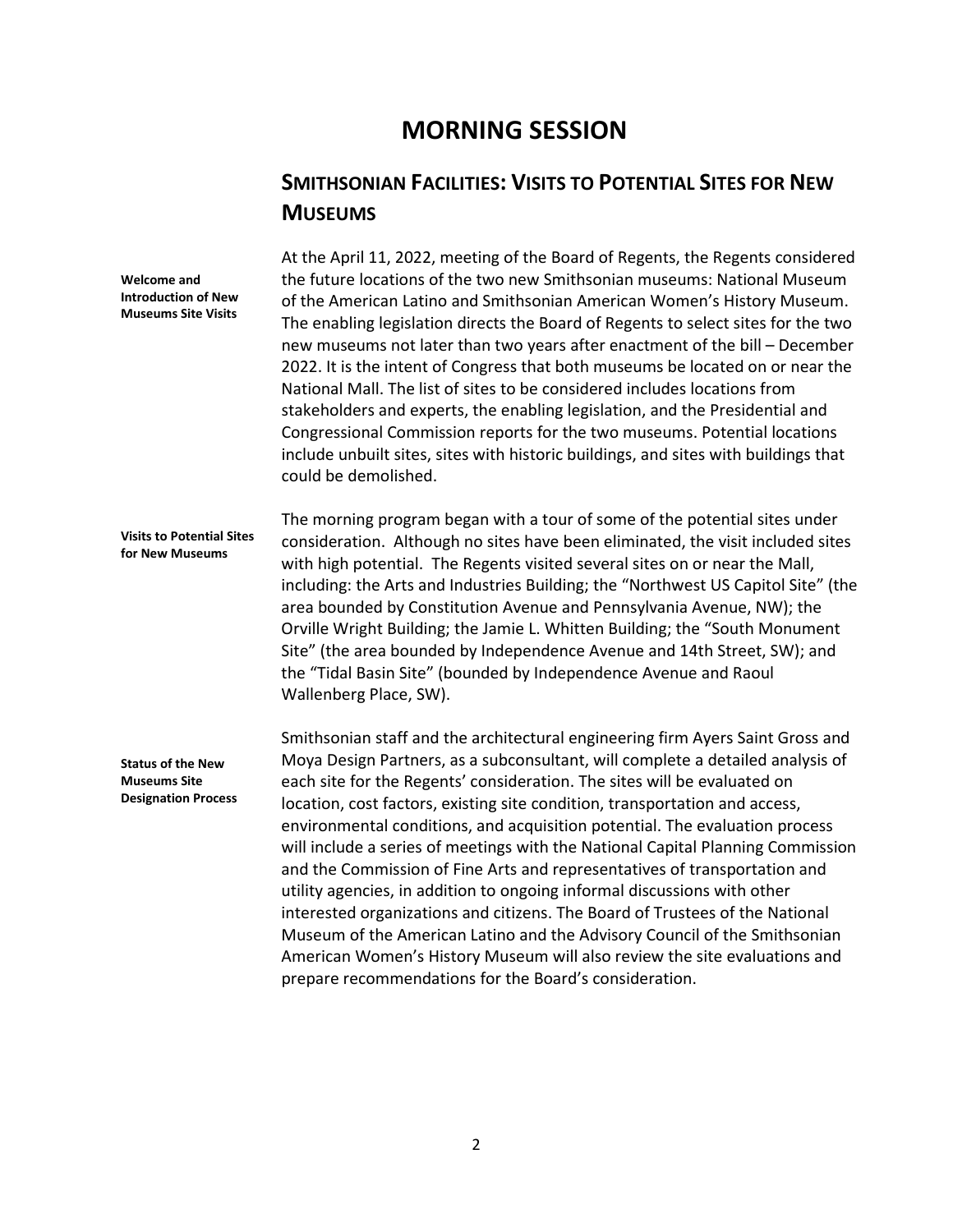# MORNING SESSION

## SMITHSONIAN FACILITIES: VISITS TO POTENTIAL SITES FOR NEW MUSEUMS

**Welcome and Introduction of New Museums Site Visits**

At the April 11, 2022, meeting of the Board of Regents, the Regents considered the future locations of the two new Smithsonian museums: National Museum of the American Latino and Smithsonian American Women's History Museum. The enabling legislation directs the Board of Regents to select sites for the two new museums not later than two years after enactment of the bill – December 2022. It is the intent of Congress that both museums be located on or near the National Mall. The list of sites to be considered includes locations from stakeholders and experts, the enabling legislation, and the Presidential and Congressional Commission reports for the two museums. Potential locations include unbuilt sites, sites with historic buildings, and sites with buildings that could be demolished.

**Visits to Potential Sites for New Museums**

The morning program began with a tour of some of the potential sites under consideration. Although no sites have been eliminated, the visit included sites with high potential. The Regents visited several sites on or near the Mall, including: the Arts and Industries Building; the "Northwest US Capitol Site" (the area bounded by Constitution Avenue and Pennsylvania Avenue, NW); the Orville Wright Building; the Jamie L. Whitten Building; the "South Monument Site" (the area bounded by Independence Avenue and 14th Street, SW); and the "Tidal Basin Site" (bounded by Independence Avenue and Raoul Wallenberg Place, SW).

**Status of the New Museums Site Designation Process**

Smithsonian staff and the architectural engineering firm Ayers Saint Gross and Moya Design Partners, as a subconsultant, will complete a detailed analysis of each site for the Regents' consideration. The sites will be evaluated on location, cost factors, existing site condition, transportation and access, environmental conditions, and acquisition potential. The evaluation process will include a series of meetings with the National Capital Planning Commission and the Commission of Fine Arts and representatives of transportation and utility agencies, in addition to ongoing informal discussions with other interested organizations and citizens. The Board of Trustees of the National Museum of the American Latino and the Advisory Council of the Smithsonian American Women's History Museum will also review the site evaluations and prepare recommendations for the Board's consideration.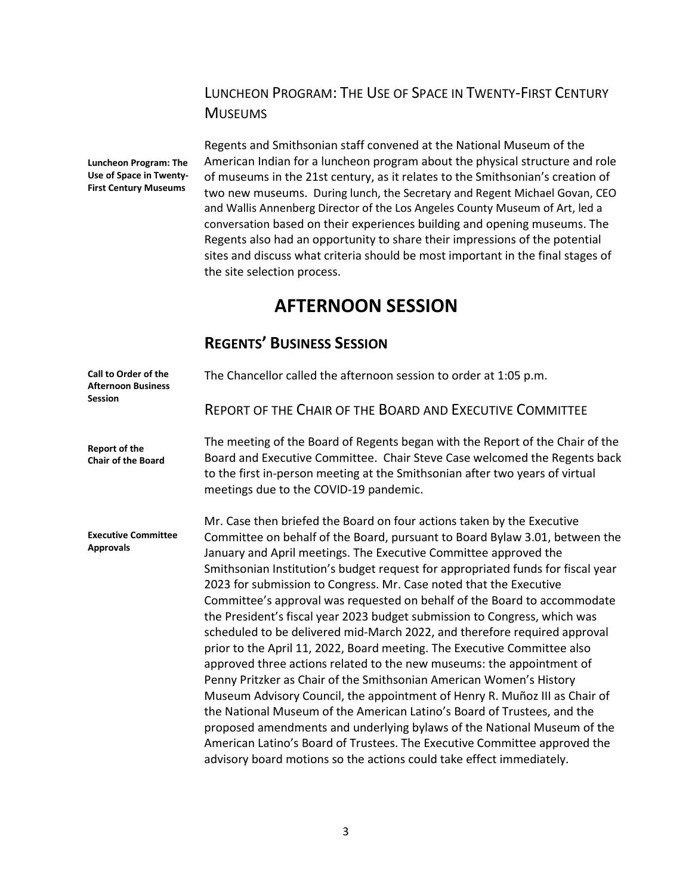## Luncheon Program: The Use of Space in Twenty-First Century Museums

**Luncheon Program: The Use of Space in Twenty-First Century Museums**

Regents and Smithsonian staff convened at the National Museum of the American Indian for a luncheon program about the physical structure and role of museums in the 21st century, as it relates to the Smithsonian's creation of two new museums. During lunch, the Secretary and Regent Michael Govan, CEO and Wallis Annenberg Director of the Los Angeles County Museum of Art, led a conversation based on their experiences building and opening museums. The Regents also had an opportunity to share their impressions of the potential sites and discuss what criteria should be most important in the final stages of the site selection process.

# AFTERNOON SESSION

## Regents' Business Session

**Call to Order of the Afternoon Business Session**

The Chancellor called the afternoon session to order at 1:05 p.m.

### Report of the Chair of the Board and Executive Committee

**Report of the Chair of the Board**

The meeting of the Board of Regents began with the Report of the Chair of the Board and Executive Committee. Chair Steve Case welcomed the Regents back to the first in-person meeting at the Smithsonian after two years of virtual meetings due to the COVID-19 pandemic.

**Executive Committee Approvals**

Mr. Case then briefed the Board on four actions taken by the Executive Committee on behalf of the Board, pursuant to Board Bylaw 3.01, between the January and April meetings. The Executive Committee approved the Smithsonian Institution's budget request for appropriated funds for fiscal year 2023 for submission to Congress. Mr. Case noted that the Executive Committee's approval was requested on behalf of the Board to accommodate the President's fiscal year 2023 budget submission to Congress, which was scheduled to be delivered mid-March 2022, and therefore required approval prior to the April 11, 2022, Board meeting. The Executive Committee also approved three actions related to the new museums: the appointment of Penny Pritzker as Chair of the Smithsonian American Women's History Museum Advisory Council, the appointment of Henry R. Muñoz III as Chair of the National Museum of the American Latino's Board of Trustees, and the proposed amendments and underlying bylaws of the National Museum of the American Latino's Board of Trustees. The Executive Committee approved the advisory board motions so the actions could take effect immediately.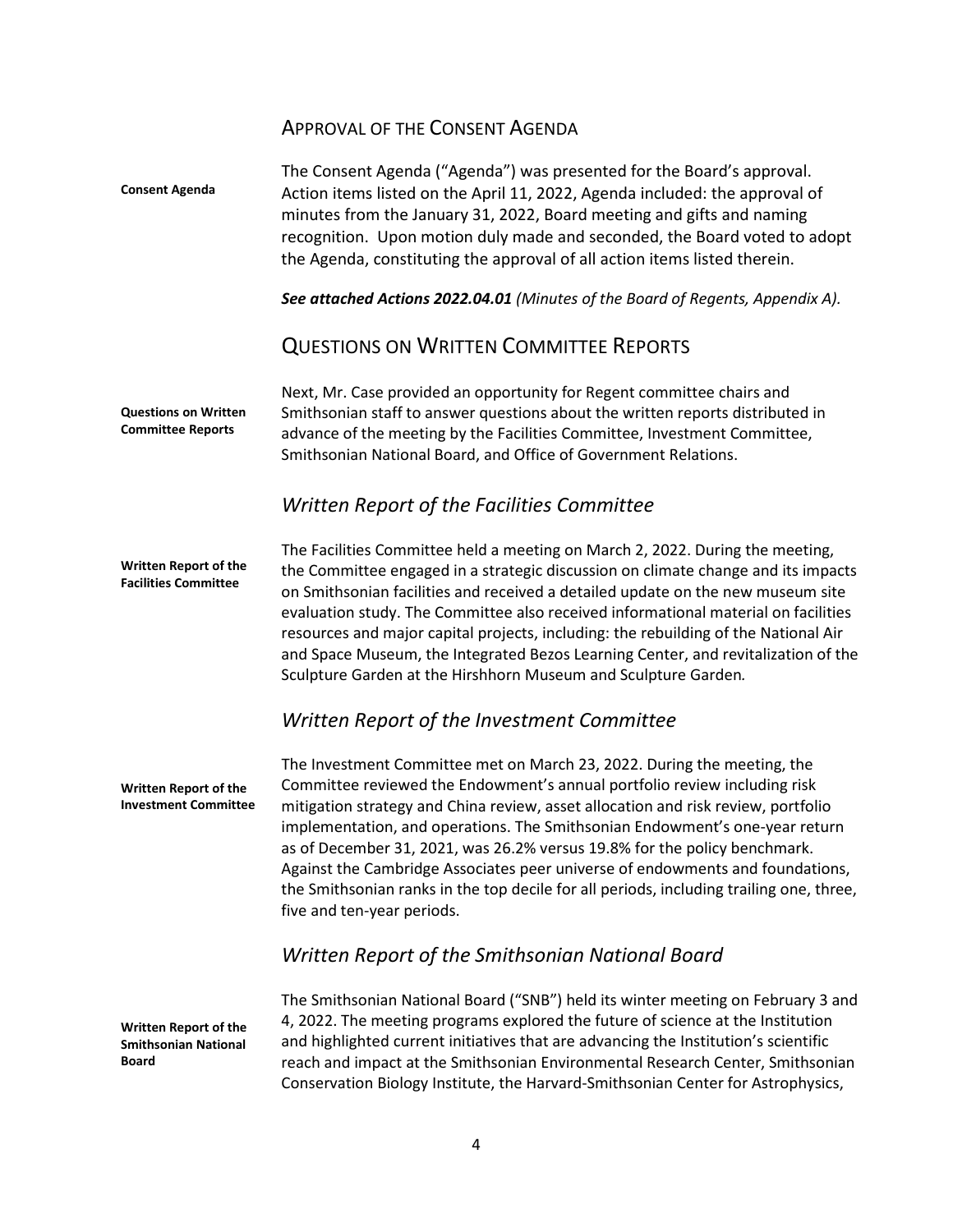## Approval of the Consent Agenda

**Consent Agenda**

The Consent Agenda ("Agenda") was presented for the Board's approval. Action items listed on the April 11, 2022, Agenda included: the approval of minutes from the January 31, 2022, Board meeting and gifts and naming recognition. Upon motion duly made and seconded, the Board voted to adopt the Agenda, constituting the approval of all action items listed therein.

***See attached Actions 2022.04.01*** *(Minutes of the Board of Regents, Appendix A).*

## Questions on Written Committee Reports

**Questions on Written Committee Reports**

Next, Mr. Case provided an opportunity for Regent committee chairs and Smithsonian staff to answer questions about the written reports distributed in advance of the meeting by the Facilities Committee, Investment Committee, Smithsonian National Board, and Office of Government Relations.

### *Written Report of the Facilities Committee*

**Written Report of the Facilities Committee**

The Facilities Committee held a meeting on March 2, 2022. During the meeting, the Committee engaged in a strategic discussion on climate change and its impacts on Smithsonian facilities and received a detailed update on the new museum site evaluation study. The Committee also received informational material on facilities resources and major capital projects, including: the rebuilding of the National Air and Space Museum, the Integrated Bezos Learning Center, and revitalization of the Sculpture Garden at the Hirshhorn Museum and Sculpture Garden.

### *Written Report of the Investment Committee*

**Written Report of the Investment Committee**

The Investment Committee met on March 23, 2022. During the meeting, the Committee reviewed the Endowment's annual portfolio review including risk mitigation strategy and China review, asset allocation and risk review, portfolio implementation, and operations. The Smithsonian Endowment's one-year return as of December 31, 2021, was 26.2% versus 19.8% for the policy benchmark. Against the Cambridge Associates peer universe of endowments and foundations, the Smithsonian ranks in the top decile for all periods, including trailing one, three, five and ten-year periods.

### *Written Report of the Smithsonian National Board*

**Written Report of the Smithsonian National Board**

The Smithsonian National Board ("SNB") held its winter meeting on February 3 and 4, 2022. The meeting programs explored the future of science at the Institution and highlighted current initiatives that are advancing the Institution's scientific reach and impact at the Smithsonian Environmental Research Center, Smithsonian Conservation Biology Institute, the Harvard-Smithsonian Center for Astrophysics,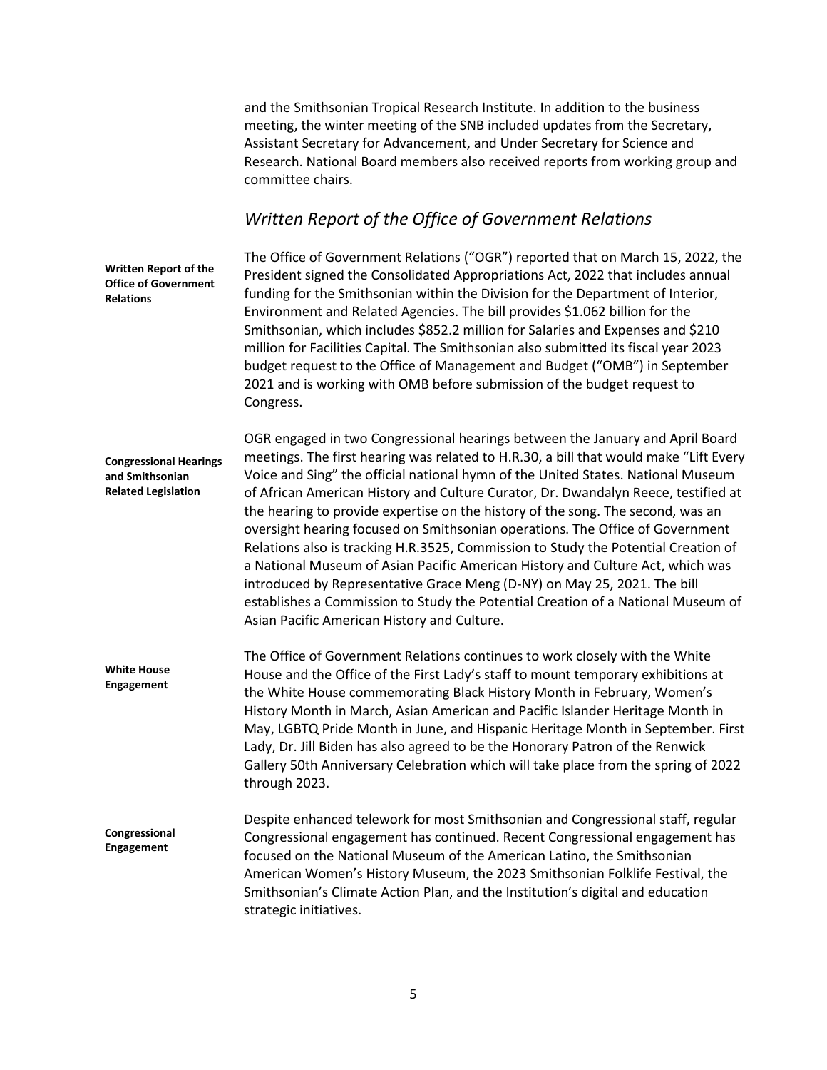and the Smithsonian Tropical Research Institute. In addition to the business meeting, the winter meeting of the SNB included updates from the Secretary, Assistant Secretary for Advancement, and Under Secretary for Science and Research. National Board members also received reports from working group and committee chairs.

## *Written Report of the Office of Government Relations*

**Written Report of the Office of Government Relations**

The Office of Government Relations ("OGR") reported that on March 15, 2022, the President signed the Consolidated Appropriations Act, 2022 that includes annual funding for the Smithsonian within the Division for the Department of Interior, Environment and Related Agencies. The bill provides $1.062 billion for the Smithsonian, which includes $852.2 million for Salaries and Expenses and $210 million for Facilities Capital. The Smithsonian also submitted its fiscal year 2023 budget request to the Office of Management and Budget ("OMB") in September 2021 and is working with OMB before submission of the budget request to Congress.

**Congressional Hearings and Smithsonian Related Legislation**

OGR engaged in two Congressional hearings between the January and April Board meetings. The first hearing was related to H.R.30, a bill that would make "Lift Every Voice and Sing" the official national hymn of the United States. National Museum of African American History and Culture Curator, Dr. Dwandalyn Reece, testified at the hearing to provide expertise on the history of the song. The second, was an oversight hearing focused on Smithsonian operations. The Office of Government Relations also is tracking H.R.3525, Commission to Study the Potential Creation of a National Museum of Asian Pacific American History and Culture Act, which was introduced by Representative Grace Meng (D-NY) on May 25, 2021. The bill establishes a Commission to Study the Potential Creation of a National Museum of Asian Pacific American History and Culture.

**White House Engagement**

The Office of Government Relations continues to work closely with the White House and the Office of the First Lady's staff to mount temporary exhibitions at the White House commemorating Black History Month in February, Women's History Month in March, Asian American and Pacific Islander Heritage Month in May, LGBTQ Pride Month in June, and Hispanic Heritage Month in September. First Lady, Dr. Jill Biden has also agreed to be the Honorary Patron of the Renwick Gallery 50th Anniversary Celebration which will take place from the spring of 2022 through 2023.

**Congressional Engagement**

Despite enhanced telework for most Smithsonian and Congressional staff, regular Congressional engagement has continued. Recent Congressional engagement has focused on the National Museum of the American Latino, the Smithsonian American Women's History Museum, the 2023 Smithsonian Folklife Festival, the Smithsonian's Climate Action Plan, and the Institution's digital and education strategic initiatives.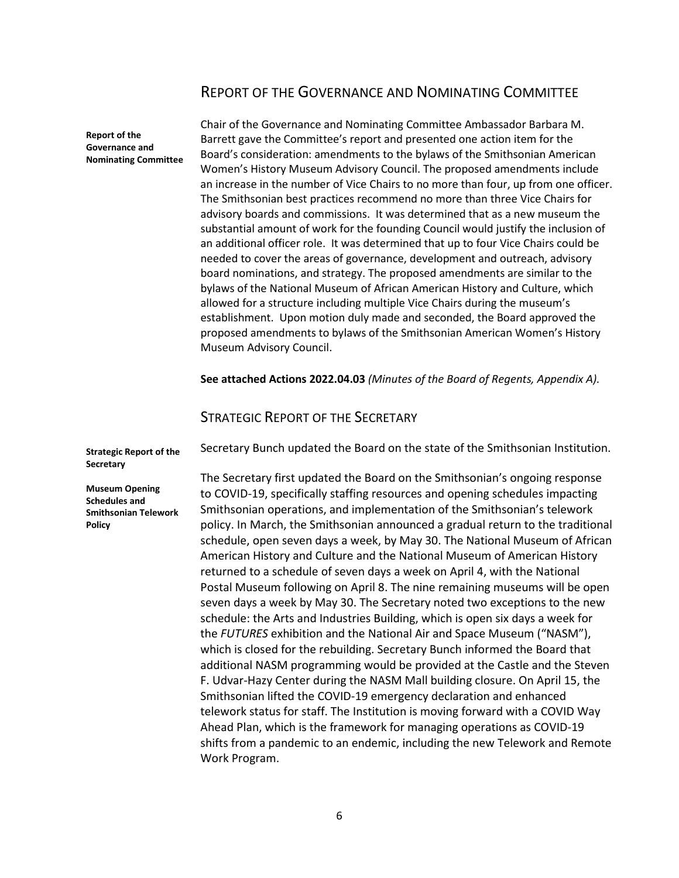## REPORT OF THE GOVERNANCE AND NOMINATING COMMITTEE

**Report of the Governance and Nominating Committee**

Chair of the Governance and Nominating Committee Ambassador Barbara M. Barrett gave the Committee's report and presented one action item for the Board's consideration: amendments to the bylaws of the Smithsonian American Women's History Museum Advisory Council. The proposed amendments include an increase in the number of Vice Chairs to no more than four, up from one officer. The Smithsonian best practices recommend no more than three Vice Chairs for advisory boards and commissions. It was determined that as a new museum the substantial amount of work for the founding Council would justify the inclusion of an additional officer role. It was determined that up to four Vice Chairs could be needed to cover the areas of governance, development and outreach, advisory board nominations, and strategy. The proposed amendments are similar to the bylaws of the National Museum of African American History and Culture, which allowed for a structure including multiple Vice Chairs during the museum's establishment. Upon motion duly made and seconded, the Board approved the proposed amendments to bylaws of the Smithsonian American Women's History Museum Advisory Council.

**See attached Actions 2022.04.03** *(Minutes of the Board of Regents, Appendix A).*

## STRATEGIC REPORT OF THE SECRETARY

**Strategic Report of the Secretary**

Secretary Bunch updated the Board on the state of the Smithsonian Institution.

**Museum Opening Schedules and Smithsonian Telework Policy**

The Secretary first updated the Board on the Smithsonian's ongoing response to COVID-19, specifically staffing resources and opening schedules impacting Smithsonian operations, and implementation of the Smithsonian's telework policy. In March, the Smithsonian announced a gradual return to the traditional schedule, open seven days a week, by May 30. The National Museum of African American History and Culture and the National Museum of American History returned to a schedule of seven days a week on April 4, with the National Postal Museum following on April 8. The nine remaining museums will be open seven days a week by May 30. The Secretary noted two exceptions to the new schedule: the Arts and Industries Building, which is open six days a week for the *FUTURES* exhibition and the National Air and Space Museum ("NASM"), which is closed for the rebuilding. Secretary Bunch informed the Board that additional NASM programming would be provided at the Castle and the Steven F. Udvar-Hazy Center during the NASM Mall building closure. On April 15, the Smithsonian lifted the COVID-19 emergency declaration and enhanced telework status for staff. The Institution is moving forward with a COVID Way Ahead Plan, which is the framework for managing operations as COVID-19 shifts from a pandemic to an endemic, including the new Telework and Remote Work Program.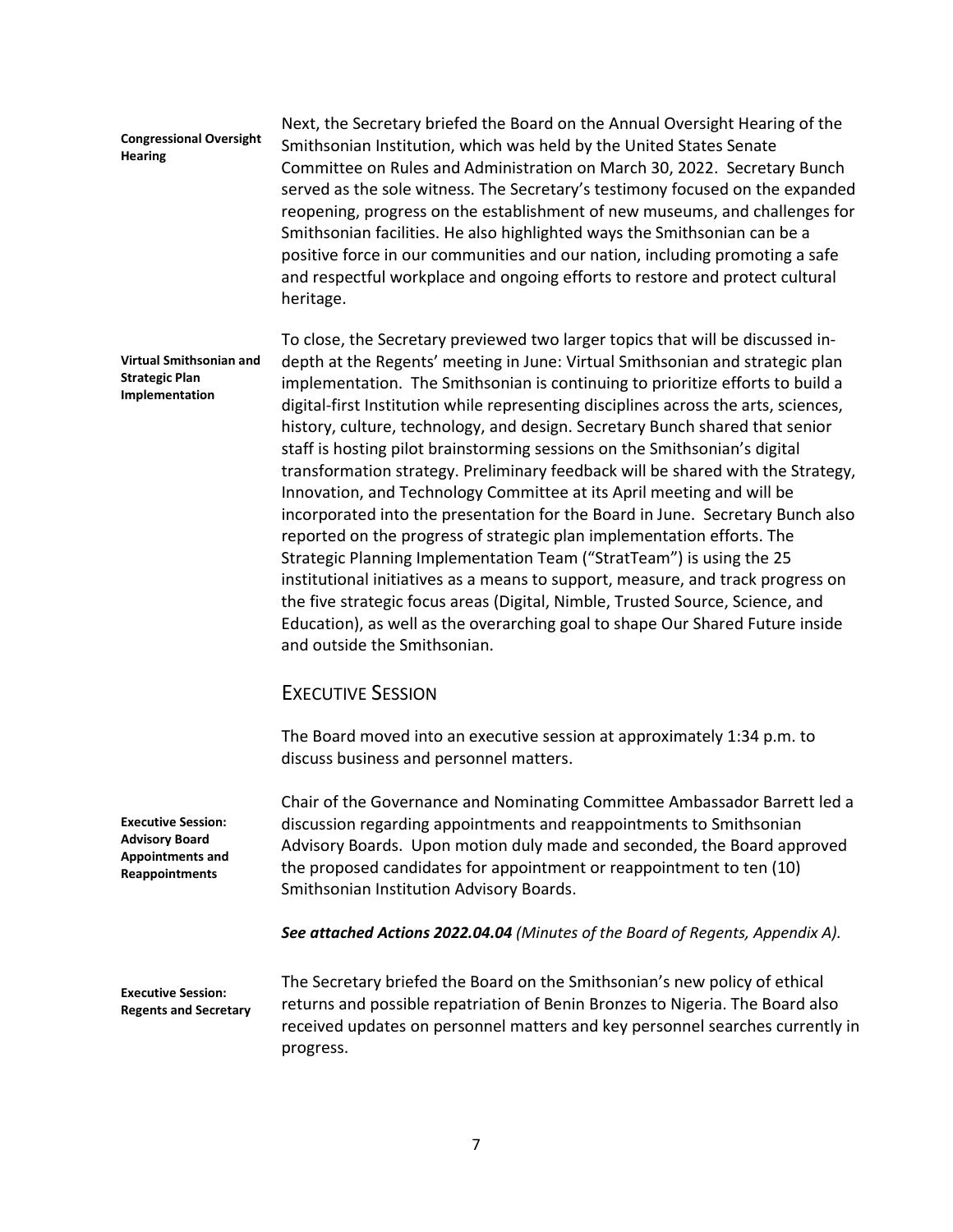**Congressional Oversight Hearing**

Next, the Secretary briefed the Board on the Annual Oversight Hearing of the Smithsonian Institution, which was held by the United States Senate Committee on Rules and Administration on March 30, 2022. Secretary Bunch served as the sole witness. The Secretary's testimony focused on the expanded reopening, progress on the establishment of new museums, and challenges for Smithsonian facilities. He also highlighted ways the Smithsonian can be a positive force in our communities and our nation, including promoting a safe and respectful workplace and ongoing efforts to restore and protect cultural heritage.

**Virtual Smithsonian and Strategic Plan Implementation**

To close, the Secretary previewed two larger topics that will be discussed in-depth at the Regents' meeting in June: Virtual Smithsonian and strategic plan implementation. The Smithsonian is continuing to prioritize efforts to build a digital-first Institution while representing disciplines across the arts, sciences, history, culture, technology, and design. Secretary Bunch shared that senior staff is hosting pilot brainstorming sessions on the Smithsonian's digital transformation strategy. Preliminary feedback will be shared with the Strategy, Innovation, and Technology Committee at its April meeting and will be incorporated into the presentation for the Board in June. Secretary Bunch also reported on the progress of strategic plan implementation efforts. The Strategic Planning Implementation Team ("StratTeam") is using the 25 institutional initiatives as a means to support, measure, and track progress on the five strategic focus areas (Digital, Nimble, Trusted Source, Science, and Education), as well as the overarching goal to shape Our Shared Future inside and outside the Smithsonian.

## Executive Session

The Board moved into an executive session at approximately 1:34 p.m. to discuss business and personnel matters.

**Executive Session: Advisory Board Appointments and Reappointments**

Chair of the Governance and Nominating Committee Ambassador Barrett led a discussion regarding appointments and reappointments to Smithsonian Advisory Boards. Upon motion duly made and seconded, the Board approved the proposed candidates for appointment or reappointment to ten (10) Smithsonian Institution Advisory Boards.

***See attached Actions 2022.04.04*** *(Minutes of the Board of Regents, Appendix A).*

**Executive Session: Regents and Secretary**

The Secretary briefed the Board on the Smithsonian's new policy of ethical returns and possible repatriation of Benin Bronzes to Nigeria. The Board also received updates on personnel matters and key personnel searches currently in progress.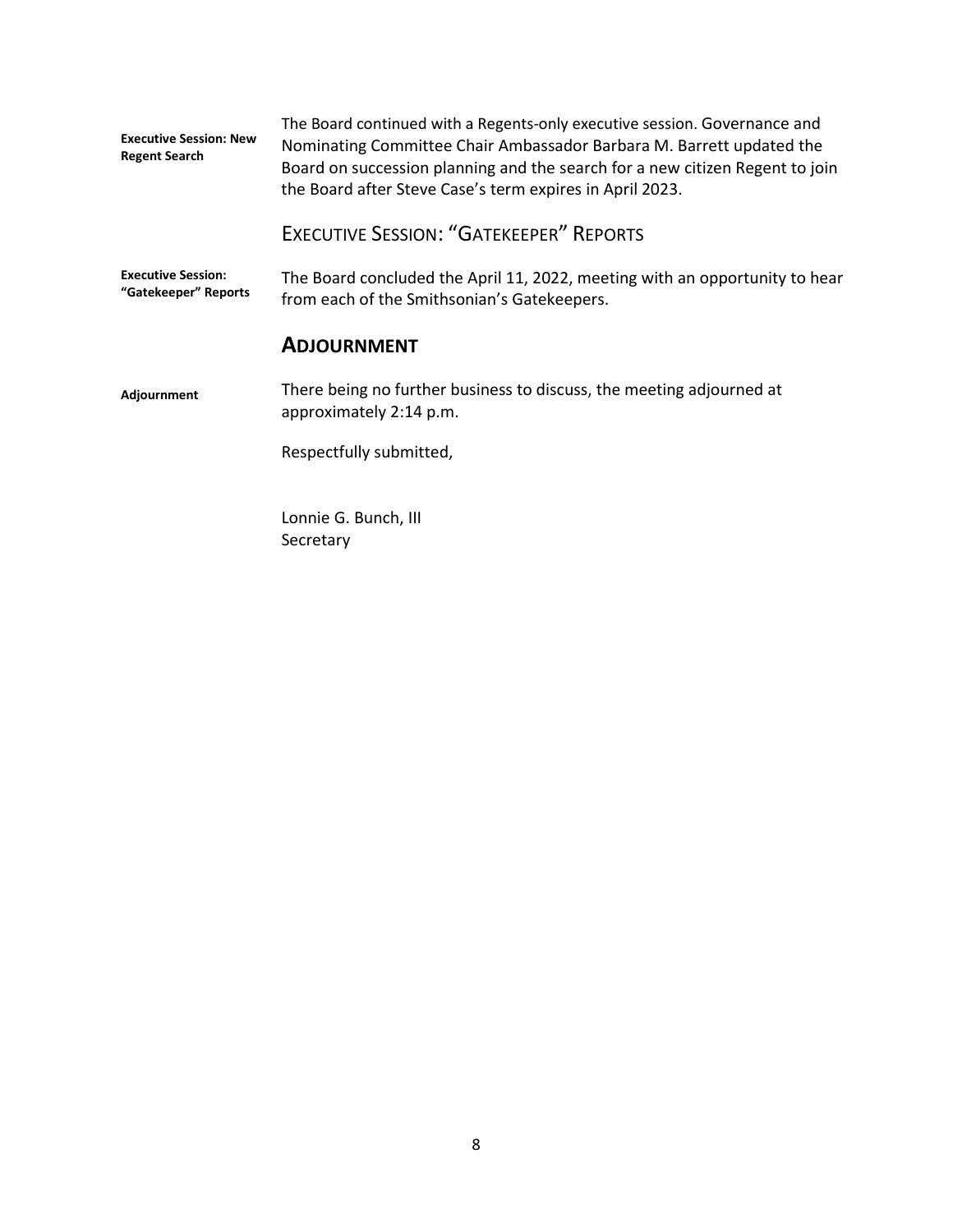**Executive Session: New Regent Search**

The Board continued with a Regents-only executive session. Governance and Nominating Committee Chair Ambassador Barbara M. Barrett updated the Board on succession planning and the search for a new citizen Regent to join the Board after Steve Case's term expires in April 2023.

### EXECUTIVE SESSION: "GATEKEEPER" REPORTS

**Executive Session: "Gatekeeper" Reports**

The Board concluded the April 11, 2022, meeting with an opportunity to hear from each of the Smithsonian's Gatekeepers.

## ADJOURNMENT

**Adjournment**

There being no further business to discuss, the meeting adjourned at approximately 2:14 p.m.

Respectfully submitted,

Lonnie G. Bunch, III
Secretary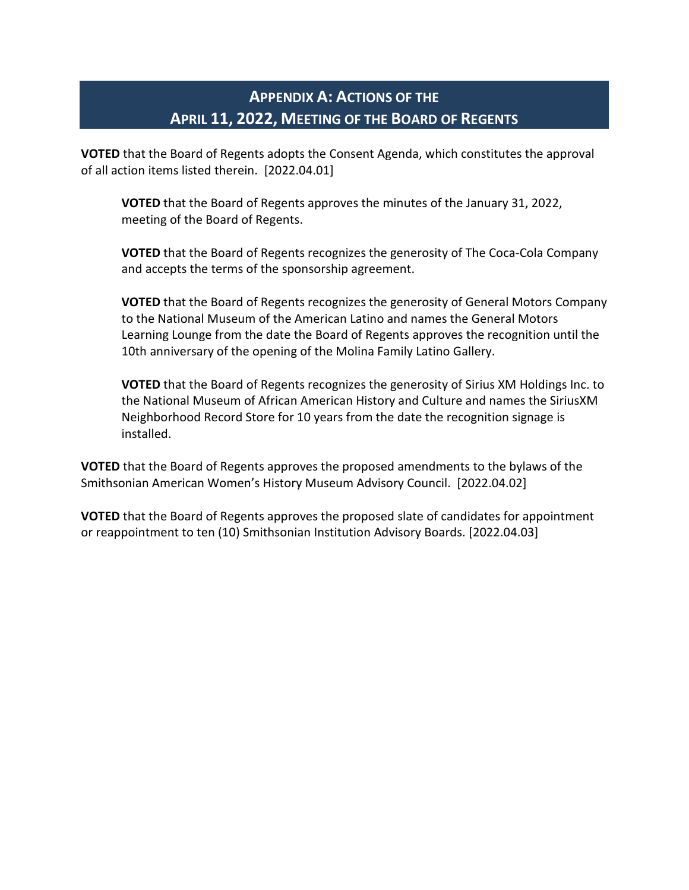## Appendix A: Actions of the April 11, 2022, Meeting of the Board of Regents

**VOTED** that the Board of Regents adopts the Consent Agenda, which constitutes the approval of all action items listed therein. [2022.04.01]

> **VOTED** that the Board of Regents approves the minutes of the January 31, 2022, meeting of the Board of Regents.
>
> **VOTED** that the Board of Regents recognizes the generosity of The Coca-Cola Company and accepts the terms of the sponsorship agreement.
>
> **VOTED** that the Board of Regents recognizes the generosity of General Motors Company to the National Museum of the American Latino and names the General Motors Learning Lounge from the date the Board of Regents approves the recognition until the 10th anniversary of the opening of the Molina Family Latino Gallery.
>
> **VOTED** that the Board of Regents recognizes the generosity of Sirius XM Holdings Inc. to the National Museum of African American History and Culture and names the SiriusXM Neighborhood Record Store for 10 years from the date the recognition signage is installed.

**VOTED** that the Board of Regents approves the proposed amendments to the bylaws of the Smithsonian American Women's History Museum Advisory Council. [2022.04.02]

**VOTED** that the Board of Regents approves the proposed slate of candidates for appointment or reappointment to ten (10) Smithsonian Institution Advisory Boards. [2022.04.03]